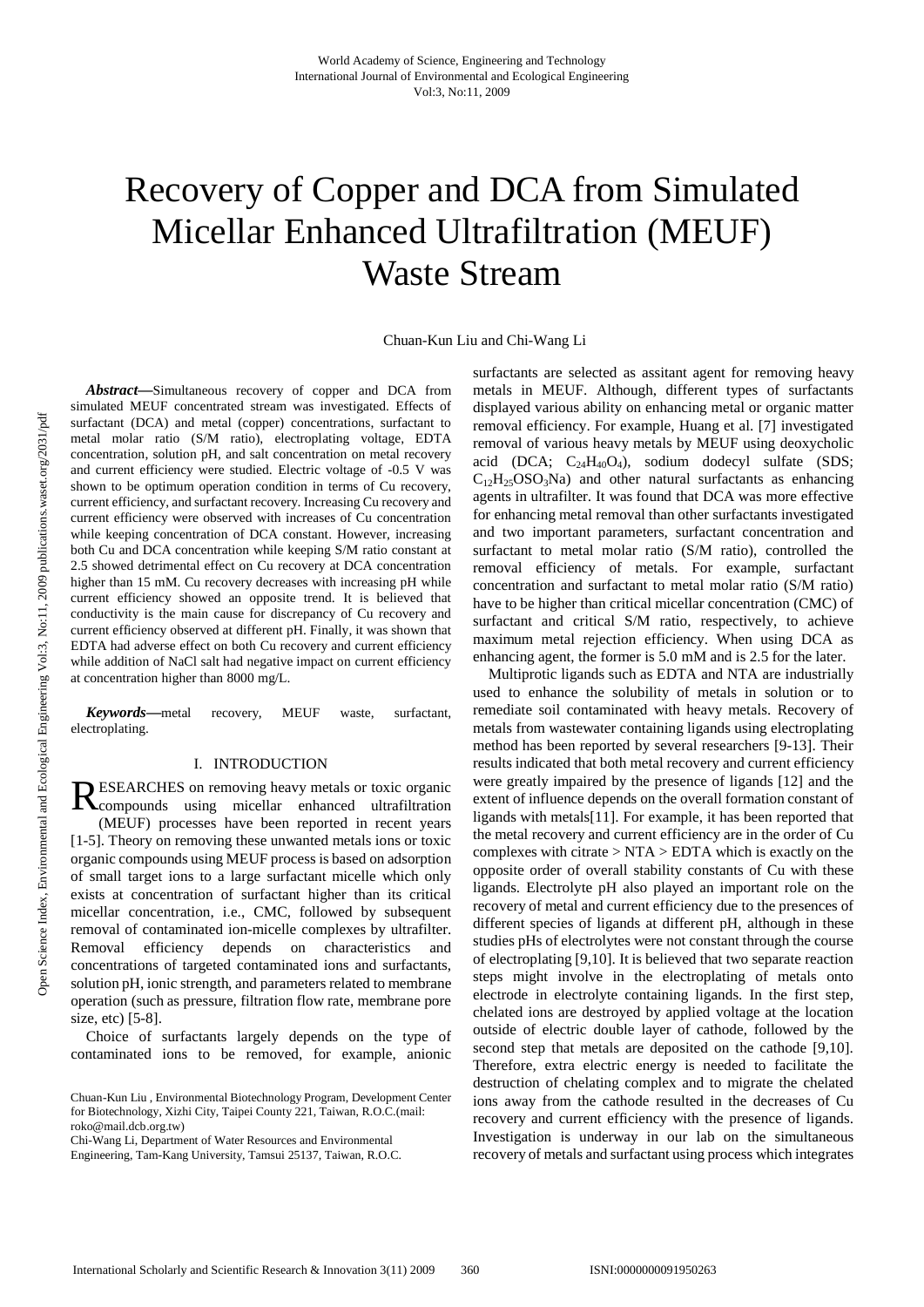# Recovery of Copper and DCA from Simulated Micellar Enhanced Ultrafiltration (MEUF) Waste Stream

Chuan-Kun Liu and Chi-Wang Li

***Abstract*****—**Simultaneous recovery of copper and DCA from simulated MEUF concentrated stream was investigated. Effects of surfactant (DCA) and metal (copper) concentrations, surfactant to metal molar ratio (S/M ratio), electroplating voltage, EDTA concentration, solution pH, and salt concentration on metal recovery and current efficiency were studied. Electric voltage of -0.5 V was shown to be optimum operation condition in terms of Cu recovery, current efficiency, and surfactant recovery. Increasing Cu recovery and current efficiency were observed with increases of Cu concentration while keeping concentration of DCA constant. However, increasing both Cu and DCA concentration while keeping S/M ratio constant at 2.5 showed detrimental effect on Cu recovery at DCA concentration higher than 15 mM. Cu recovery decreases with increasing pH while current efficiency showed an opposite trend. It is believed that conductivity is the main cause for discrepancy of Cu recovery and current efficiency observed at different pH. Finally, it was shown that EDTA had adverse effect on both Cu recovery and current efficiency while addition of NaCl salt had negative impact on current efficiency at concentration higher than 8000 mg/L.

***Keywords*****—**metal recovery, MEUF waste, surfactant, electroplating.

## I. INTRODUCTION

RESEARCHES on removing heavy metals or toxic organic compounds using micellar enhanced ultrafiltration (MEUF) processes have been reported in recent years [1-5]. Theory on removing these unwanted metals ions or toxic organic compounds using MEUF process is based on adsorption of small target ions to a large surfactant micelle which only exists at concentration of surfactant higher than its critical micellar concentration, i.e., CMC, followed by subsequent removal of contaminated ion-micelle complexes by ultrafilter. Removal efficiency depends on characteristics and concentrations of targeted contaminated ions and surfactants, solution pH, ionic strength, and parameters related to membrane operation (such as pressure, filtration flow rate, membrane pore size, etc) [5-8].

Choice of surfactants largely depends on the type of contaminated ions to be removed, for example, anionic surfactants are selected as assitant agent for removing heavy metals in MEUF. Although, different types of surfactants displayed various ability on enhancing metal or organic matter removal efficiency. For example, Huang et al. [7] investigated removal of various heavy metals by MEUF using deoxycholic acid (DCA; $C_{24}H_{40}O_4$), sodium dodecyl sulfate (SDS; $C_{12}H_{25}OSO_3Na$) and other natural surfactants as enhancing agents in ultrafilter. It was found that DCA was more effective for enhancing metal removal than other surfactants investigated and two important parameters, surfactant concentration and surfactant to metal molar ratio (S/M ratio), controlled the removal efficiency of metals. For example, surfactant concentration and surfactant to metal molar ratio (S/M ratio) have to be higher than critical micellar concentration (CMC) of surfactant and critical S/M ratio, respectively, to achieve maximum metal rejection efficiency. When using DCA as enhancing agent, the former is 5.0 mM and is 2.5 for the later.

Multiprotic ligands such as EDTA and NTA are industrially used to enhance the solubility of metals in solution or to remediate soil contaminated with heavy metals. Recovery of metals from wastewater containing ligands using electroplating method has been reported by several researchers [9-13]. Their results indicated that both metal recovery and current efficiency were greatly impaired by the presence of ligands [12] and the extent of influence depends on the overall formation constant of ligands with metals[11]. For example, it has been reported that the metal recovery and current efficiency are in the order of Cu complexes with citrate > NTA > EDTA which is exactly on the opposite order of overall stability constants of Cu with these ligands. Electrolyte pH also played an important role on the recovery of metal and current efficiency due to the presences of different species of ligands at different pH, although in these studies pHs of electrolytes were not constant through the course of electroplating [9,10]. It is believed that two separate reaction steps might involve in the electroplating of metals onto electrode in electrolyte containing ligands. In the first step, chelated ions are destroyed by applied voltage at the location outside of electric double layer of cathode, followed by the second step that metals are deposited on the cathode [9,10]. Therefore, extra electric energy is needed to facilitate the destruction of chelating complex and to migrate the chelated ions away from the cathode resulted in the decreases of Cu recovery and current efficiency with the presence of ligands. Investigation is underway in our lab on the simultaneous recovery of metals and surfactant using process which integrates

Chuan-Kun Liu , Environmental Biotechnology Program, Development Center for Biotechnology, Xizhi City, Taipei County 221, Taiwan, R.O.C.(mail: roko@mail.dcb.org.tw)

Chi-Wang Li, Department of Water Resources and Environmental Engineering, Tam-Kang University, Tamsui 25137, Taiwan, R.O.C.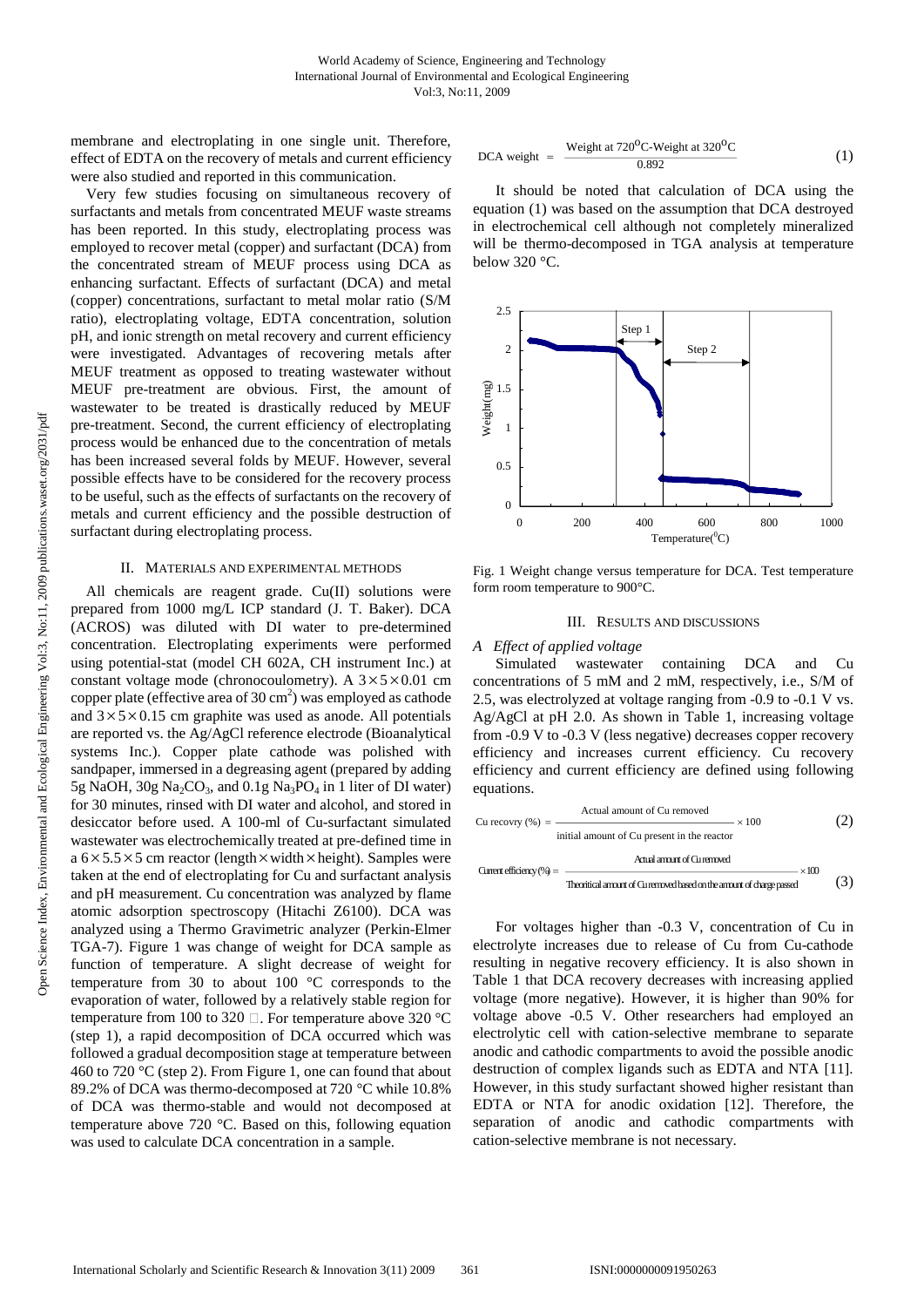membrane and electroplating in one single unit. Therefore, effect of EDTA on the recovery of metals and current efficiency were also studied and reported in this communication.

Very few studies focusing on simultaneous recovery of surfactants and metals from concentrated MEUF waste streams has been reported. In this study, electroplating process was employed to recover metal (copper) and surfactant (DCA) from the concentrated stream of MEUF process using DCA as enhancing surfactant. Effects of surfactant (DCA) and metal (copper) concentrations, surfactant to metal molar ratio (S/M ratio), electroplating voltage, EDTA concentration, solution pH, and ionic strength on metal recovery and current efficiency were investigated. Advantages of recovering metals after MEUF treatment as opposed to treating wastewater without MEUF pre-treatment are obvious. First, the amount of wastewater to be treated is drastically reduced by MEUF pre-treatment. Second, the current efficiency of electroplating process would be enhanced due to the concentration of metals has been increased several folds by MEUF. However, several possible effects have to be considered for the recovery process to be useful, such as the effects of surfactants on the recovery of metals and current efficiency and the possible destruction of surfactant during electroplating process.

## II. Materials and Experimental Methods

All chemicals are reagent grade. Cu(II) solutions were prepared from 1000 mg/L ICP standard (J. T. Baker). DCA (ACROS) was diluted with DI water to pre-determined concentration. Electroplating experiments were performed using potential-stat (model CH 602A, CH instrument Inc.) at constant voltage mode (chronocoulometry). A $3 \times 5 \times 0.01$ cm copper plate (effective area of 30 $cm^2$) was employed as cathode and $3 \times 5 \times 0.15$ cm graphite was used as anode. All potentials are reported vs. the Ag/AgCl reference electrode (Bioanalytical systems Inc.). Copper plate cathode was polished with sandpaper, immersed in a degreasing agent (prepared by adding 5g NaOH, 30g $Na_2CO_3$, and 0.1g $Na_3PO_4$ in 1 liter of DI water) for 30 minutes, rinsed with DI water and alcohol, and stored in desiccator before used. A 100-ml of Cu-surfactant simulated wastewater was electrochemically treated at pre-defined time in a $6 \times 5.5 \times 5$ cm reactor (length × width × height). Samples were taken at the end of electroplating for Cu and surfactant analysis and pH measurement. Cu concentration was analyzed by flame atomic adsorption spectroscopy (Hitachi Z6100). DCA was analyzed using a Thermo Gravimetric analyzer (Perkin-Elmer TGA-7). Figure 1 was change of weight for DCA sample as function of temperature. A slight decrease of weight for temperature from 30 to about 100 °C corresponds to the evaporation of water, followed by a relatively stable region for temperature from 100 to 320 ℃. For temperature above 320 °C (step 1), a rapid decomposition of DCA occurred which was followed a gradual decomposition stage at temperature between 460 to 720 °C (step 2). From Figure 1, one can found that about 89.2% of DCA was thermo-decomposed at 720 °C while 10.8% of DCA was thermo-stable and would not decomposed at temperature above 720 °C. Based on this, following equation was used to calculate DCA concentration in a sample.

$$\text{DCA weight} = \frac{\text{Weight at } 720^{\circ}\text{C} - \text{Weight at } 320^{\circ}\text{C}}{0.892} \tag{1}$$

It should be noted that calculation of DCA using the equation (1) was based on the assumption that DCA destroyed in electrochemical cell although not completely mineralized will be thermo-decomposed in TGA analysis at temperature below 320 °C.

Fig. 1 Weight change versus temperature for DCA. Test temperature form room temperature to 900°C.

## III. Results and Discussions

### A Effect of applied voltage

Simulated wastewater containing DCA and Cu concentrations of 5 mM and 2 mM, respectively, i.e., S/M of 2.5, was electrolyzed at voltage ranging from -0.9 to -0.1 V vs. Ag/AgCl at pH 2.0. As shown in Table 1, increasing voltage from -0.9 V to -0.3 V (less negative) decreases copper recovery efficiency and increases current efficiency. Cu recovery efficiency and current efficiency are defined using following equations.

$$\text{Cu recovry (\%)} = \frac{\text{Actual amount of Cu removed}}{\text{initial amount of Cu present in the reactor}} \times 100 \tag{2}$$

$$\text{Current efficiency (\%)} = \frac{\text{Actual amount of Cu removed}}{\text{Theoritical amount of Cu removed based on the amount of charge passed}} \times 100 \tag{3}$$

For voltages higher than -0.3 V, concentration of Cu in electrolyte increases due to release of Cu from Cu-cathode resulting in negative recovery efficiency. It is also shown in Table 1 that DCA recovery decreases with increasing applied voltage (more negative). However, it is higher than 90% for voltage above -0.5 V. Other researchers had employed an electrolytic cell with cation-selective membrane to separate anodic and cathodic compartments to avoid the possible anodic destruction of complex ligands such as EDTA and NTA [11]. However, in this study surfactant showed higher resistant than EDTA or NTA for anodic oxidation [12]. Therefore, the separation of anodic and cathodic compartments with cation-selective membrane is not necessary.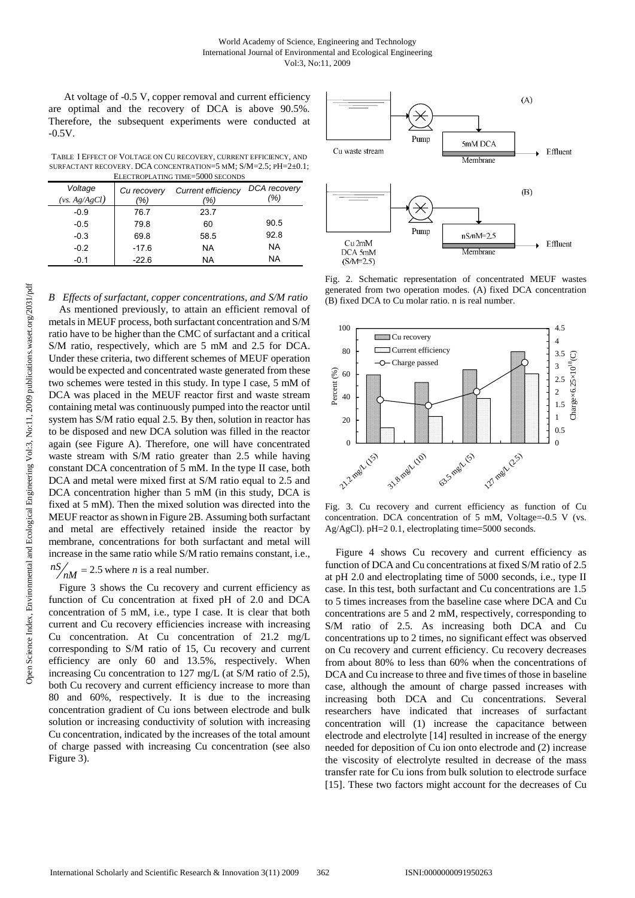At voltage of -0.5 V, copper removal and current efficiency are optimal and the recovery of DCA is above 90.5%. Therefore, the subsequent experiments were conducted at -0.5V.

TABLE I EFFECT OF VOLTAGE ON CU RECOVERY, CURRENT EFFICIENCY, AND SURFACTANT RECOVERY. DCA CONCENTRATION=5 MM; S/M=2.5; PH=2±0.1; ELECTROPLATING TIME=5000 SECONDS

| *Voltage* (*vs. Ag/AgCl*) | *Cu recovery* (%) | *Current efficiency* (%) | *DCA recovery* (%) |
|---|---|---|---|
| -0.9 | 76.7 | 23.7 | |
| -0.5 | 79.8 | 60 | 90.5 |
| -0.3 | 69.8 | 58.5 | 92.8 |
| -0.2 | -17.6 | NA | NA |
| -0.1 | -22.6 | NA | NA |

### *B Effects of surfactant, copper concentrations, and S/M ratio*

As mentioned previously, to attain an efficient removal of metals in MEUF process, both surfactant concentration and S/M ratio have to be higher than the CMC of surfactant and a critical S/M ratio, respectively, which are 5 mM and 2.5 for DCA. Under these criteria, two different schemes of MEUF operation would be expected and concentrated waste generated from these two schemes were tested in this study. In type I case, 5 mM of DCA was placed in the MEUF reactor first and waste stream containing metal was continuously pumped into the reactor until system has S/M ratio equal 2.5. By then, solution in reactor has to be disposed and new DCA solution was filled in the reactor again (see Figure A). Therefore, one will have concentrated waste stream with S/M ratio greater than 2.5 while having constant DCA concentration of 5 mM. In the type II case, both DCA and metal were mixed first at S/M ratio equal to 2.5 and DCA concentration higher than 5 mM (in this study, DCA is fixed at 5 mM). Then the mixed solution was directed into the MEUF reactor as shown in Figure 2B. Assuming both surfactant and metal are effectively retained inside the reactor by membrane, concentrations for both surfactant and metal will increase in the same ratio while S/M ratio remains constant, i.e., $nS/_{nM} = 2.5$ where *n* is a real number.

Figure 3 shows the Cu recovery and current efficiency as function of Cu concentration at fixed pH of 2.0 and DCA concentration of 5 mM, i.e., type I case. It is clear that both current and Cu recovery efficiencies increase with increasing Cu concentration. At Cu concentration of 21.2 mg/L corresponding to S/M ratio of 15, Cu recovery and current efficiency are only 60 and 13.5%, respectively. When increasing Cu concentration to 127 mg/L (at S/M ratio of 2.5), both Cu recovery and current efficiency increase to more than 80 and 60%, respectively. It is due to the increasing concentration gradient of Cu ions between electrode and bulk solution or increasing conductivity of solution with increasing Cu concentration, indicated by the increases of the total amount of charge passed with increasing Cu concentration (see also Figure 3).

Fig. 2. Schematic representation of concentrated MEUF wastes generated from two operation modes. (A) fixed DCA concentration (B) fixed DCA to Cu molar ratio. n is real number.

Fig. 3. Cu recovery and current efficiency as function of Cu concentration. DCA concentration of 5 mM, Voltage=-0.5 V (vs. Ag/AgCl). pH=2 0.1, electroplating time=5000 seconds.

Figure 4 shows Cu recovery and current efficiency as function of DCA and Cu concentrations at fixed S/M ratio of 2.5 at pH 2.0 and electroplating time of 5000 seconds, i.e., type II case. In this test, both surfactant and Cu concentrations are 1.5 to 5 times increases from the baseline case where DCA and Cu concentrations are 5 and 2 mM, respectively, corresponding to S/M ratio of 2.5. As increasing both DCA and Cu concentrations up to 2 times, no significant effect was observed on Cu recovery and current efficiency. Cu recovery decreases from about 80% to less than 60% when the concentrations of DCA and Cu increase to three and five times of those in baseline case, although the amount of charge passed increases with increasing both DCA and Cu concentrations. Several researchers have indicated that increases of surfactant concentration will (1) increase the capacitance between electrode and electrolyte [14] resulted in increase of the energy needed for deposition of Cu ion onto electrode and (2) increase the viscosity of electrolyte resulted in decrease of the mass transfer rate for Cu ions from bulk solution to electrode surface [15]. These two factors might account for the decreases of Cu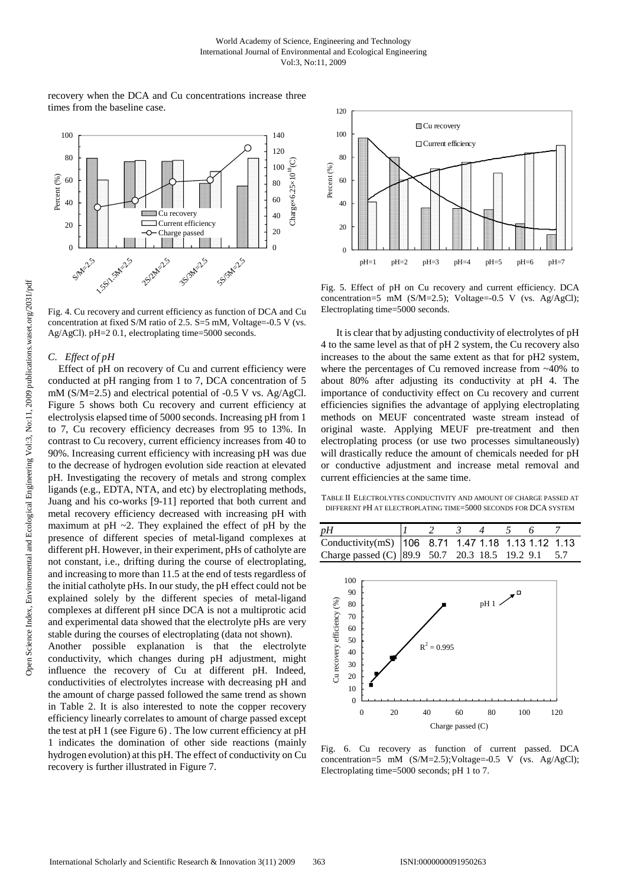recovery when the DCA and Cu concentrations increase three times from the baseline case.

Fig. 4. Cu recovery and current efficiency as function of DCA and Cu concentration at fixed S/M ratio of 2.5. S=5 mM, Voltage=-0.5 V (vs. Ag/AgCl). pH=2 0.1, electroplating time=5000 seconds.

### C. Effect of pH

Effect of pH on recovery of Cu and current efficiency were conducted at pH ranging from 1 to 7, DCA concentration of 5 mM (S/M=2.5) and electrical potential of -0.5 V vs. Ag/AgCl. Figure 5 shows both Cu recovery and current efficiency at electrolysis elapsed time of 5000 seconds. Increasing pH from 1 to 7, Cu recovery efficiency decreases from 95 to 13%. In contrast to Cu recovery, current efficiency increases from 40 to 90%. Increasing current efficiency with increasing pH was due to the decrease of hydrogen evolution side reaction at elevated pH. Investigating the recovery of metals and strong complex ligands (e.g., EDTA, NTA, and etc) by electroplating methods, Juang and his co-works [9-11] reported that both current and metal recovery efficiency decreased with increasing pH with maximum at pH ~2. They explained the effect of pH by the presence of different species of metal-ligand complexes at different pH. However, in their experiment, pHs of catholyte are not constant, i.e., drifting during the course of electroplating, and increasing to more than 11.5 at the end of tests regardless of the initial catholyte pHs. In our study, the pH effect could not be explained solely by the different species of metal-ligand complexes at different pH since DCA is not a multiprotic acid and experimental data showed that the electrolyte pHs are very stable during the courses of electroplating (data not shown).

Another possible explanation is that the electrolyte conductivity, which changes during pH adjustment, might influence the recovery of Cu at different pH. Indeed, conductivities of electrolytes increase with decreasing pH and the amount of charge passed followed the same trend as shown in Table 2. It is also interested to note the copper recovery efficiency linearly correlates to amount of charge passed except the test at pH 1 (see Figure 6) . The low current efficiency at pH 1 indicates the domination of other side reactions (mainly hydrogen evolution) at this pH. The effect of conductivity on Cu recovery is further illustrated in Figure 7.

Fig. 5. Effect of pH on Cu recovery and current efficiency. DCA concentration=5 mM (S/M=2.5); Voltage=-0.5 V (vs. Ag/AgCl); Electroplating time=5000 seconds.

It is clear that by adjusting conductivity of electrolytes of pH 4 to the same level as that of pH 2 system, the Cu recovery also increases to the about the same extent as that for pH2 system, where the percentages of Cu removed increase from ~40% to about 80% after adjusting its conductivity at pH 4. The importance of conductivity effect on Cu recovery and current efficiencies signifies the advantage of applying electroplating methods on MEUF concentrated waste stream instead of original waste. Applying MEUF pre-treatment and then electroplating process (or use two processes simultaneously) will drastically reduce the amount of chemicals needed for pH or conductive adjustment and increase metal removal and current efficiencies at the same time.

TABLE II ELECTROLYTES CONDUCTIVITY AND AMOUNT OF CHARGE PASSED AT DIFFERENT PH AT ELECTROPLATING TIME=5000 SECONDS FOR DCA SYSTEM

| pH | 1 | 2 | 3 | 4 | 5 | 6 | 7 |
|---|---|---|---|---|---|---|---|
| Conductivity(mS) | 106 | 8.71 | 1.47 | 1.18 | 1.13 | 1.12 | 1.13 |
| Charge passed (C) | 89.9 | 50.7 | 20.3 | 18.5 | 19.2 | 9.1 | 5.7 |

Fig. 6. Cu recovery as function of current passed. DCA concentration=5 mM (S/M=2.5);Voltage=-0.5 V (vs. Ag/AgCl); Electroplating time=5000 seconds; pH 1 to 7.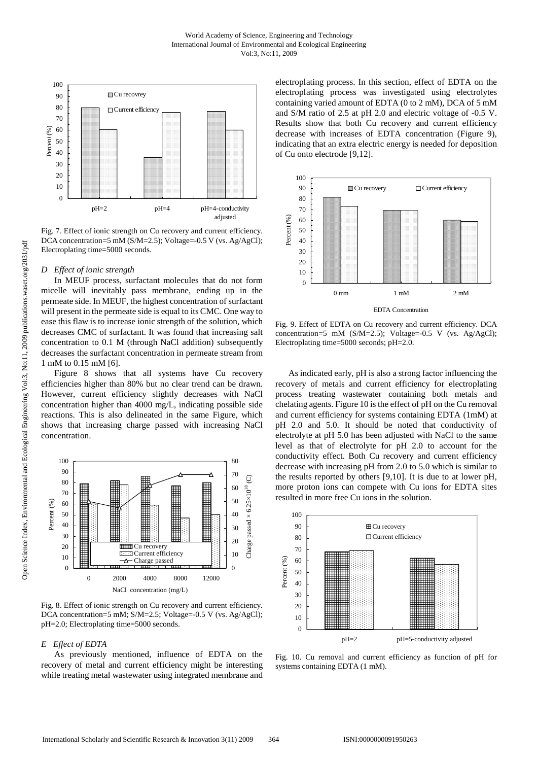Fig. 7. Effect of ionic strength on Cu recovery and current efficiency. DCA concentration=5 mM (S/M=2.5); Voltage=-0.5 V (vs. Ag/AgCl); Electroplating time=5000 seconds.

### *D Effect of ionic strength*

In MEUF process, surfactant molecules that do not form micelle will inevitably pass membrane, ending up in the permeate side. In MEUF, the highest concentration of surfactant will present in the permeate side is equal to its CMC. One way to ease this flaw is to increase ionic strength of the solution, which decreases CMC of surfactant. It was found that increasing salt concentration to 0.1 M (through NaCl addition) subsequently decreases the surfactant concentration in permeate stream from 1 mM to 0.15 mM [6].

Figure 8 shows that all systems have Cu recovery efficiencies higher than 80% but no clear trend can be drawn. However, current efficiency slightly decreases with NaCl concentration higher than 4000 mg/L, indicating possible side reactions. This is also delineated in the same Figure, which shows that increasing charge passed with increasing NaCl concentration.

Fig. 8. Effect of ionic strength on Cu recovery and current efficiency. DCA concentration=5 mM; S/M=2.5; Voltage=-0.5 V (vs. Ag/AgCl); pH=2.0; Electroplating time=5000 seconds.

### *E Effect of EDTA*

As previously mentioned, influence of EDTA on the recovery of metal and current efficiency might be interesting while treating metal wastewater using integrated membrane and electroplating process. In this section, effect of EDTA on the electroplating process was investigated using electrolytes containing varied amount of EDTA (0 to 2 mM), DCA of 5 mM and S/M ratio of 2.5 at pH 2.0 and electric voltage of -0.5 V. Results show that both Cu recovery and current efficiency decrease with increases of EDTA concentration (Figure 9), indicating that an extra electric energy is needed for deposition of Cu onto electrode [9,12].

Fig. 9. Effect of EDTA on Cu recovery and current efficiency. DCA concentration=5 mM (S/M=2.5); Voltage=-0.5 V (vs. Ag/AgCl); Electroplating time=5000 seconds; pH=2.0.

As indicated early, pH is also a strong factor influencing the recovery of metals and current efficiency for electroplating process treating wastewater containing both metals and chelating agents. Figure 10 is the effect of pH on the Cu removal and current efficiency for systems containing EDTA (1mM) at pH 2.0 and 5.0. It should be noted that conductivity of electrolyte at pH 5.0 has been adjusted with NaCl to the same level as that of electrolyte for pH 2.0 to account for the conductivity effect. Both Cu recovery and current efficiency decrease with increasing pH from 2.0 to 5.0 which is similar to the results reported by others [9,10]. It is due to at lower pH, more proton ions can compete with Cu ions for EDTA sites resulted in more free Cu ions in the solution.

Fig. 10. Cu removal and current efficiency as function of pH for systems containing EDTA (1 mM).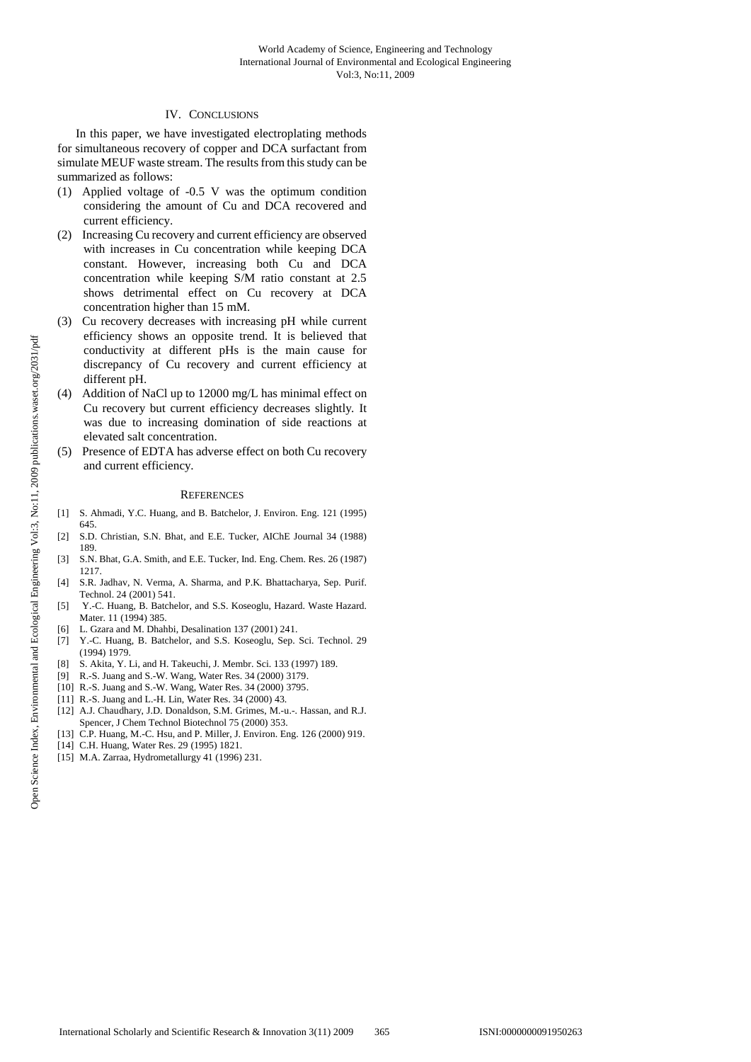## IV. Conclusions

In this paper, we have investigated electroplating methods for simultaneous recovery of copper and DCA surfactant from simulate MEUF waste stream. The results from this study can be summarized as follows:

(1) Applied voltage of -0.5 V was the optimum condition considering the amount of Cu and DCA recovered and current efficiency.

(2) Increasing Cu recovery and current efficiency are observed with increases in Cu concentration while keeping DCA constant. However, increasing both Cu and DCA concentration while keeping S/M ratio constant at 2.5 shows detrimental effect on Cu recovery at DCA concentration higher than 15 mM.

(3) Cu recovery decreases with increasing pH while current efficiency shows an opposite trend. It is believed that conductivity at different pHs is the main cause for discrepancy of Cu recovery and current efficiency at different pH.

(4) Addition of NaCl up to 12000 mg/L has minimal effect on Cu recovery but current efficiency decreases slightly. It was due to increasing domination of side reactions at elevated salt concentration.

(5) Presence of EDTA has adverse effect on both Cu recovery and current efficiency.

## References

[1] S. Ahmadi, Y.C. Huang, and B. Batchelor, J. Environ. Eng. 121 (1995) 645.

[2] S.D. Christian, S.N. Bhat, and E.E. Tucker, AIChE Journal 34 (1988) 189.

[3] S.N. Bhat, G.A. Smith, and E.E. Tucker, Ind. Eng. Chem. Res. 26 (1987) 1217.

[4] S.R. Jadhav, N. Verma, A. Sharma, and P.K. Bhattacharya, Sep. Purif. Technol. 24 (2001) 541.

[5] Y.-C. Huang, B. Batchelor, and S.S. Koseoglu, Hazard. Waste Hazard. Mater. 11 (1994) 385.

[6] L. Gzara and M. Dhahbi, Desalination 137 (2001) 241.

[7] Y.-C. Huang, B. Batchelor, and S.S. Koseoglu, Sep. Sci. Technol. 29 (1994) 1979.

[8] S. Akita, Y. Li, and H. Takeuchi, J. Membr. Sci. 133 (1997) 189.

[9] R.-S. Juang and S.-W. Wang, Water Res. 34 (2000) 3179.

[10] R.-S. Juang and S.-W. Wang, Water Res. 34 (2000) 3795.

[11] R.-S. Juang and L.-H. Lin, Water Res. 34 (2000) 43.

[12] A.J. Chaudhary, J.D. Donaldson, S.M. Grimes, M.-u.-. Hassan, and R.J. Spencer, J Chem Technol Biotechnol 75 (2000) 353.

[13] C.P. Huang, M.-C. Hsu, and P. Miller, J. Environ. Eng. 126 (2000) 919.

[14] C.H. Huang, Water Res. 29 (1995) 1821.

[15] M.A. Zarraa, Hydrometallurgy 41 (1996) 231.